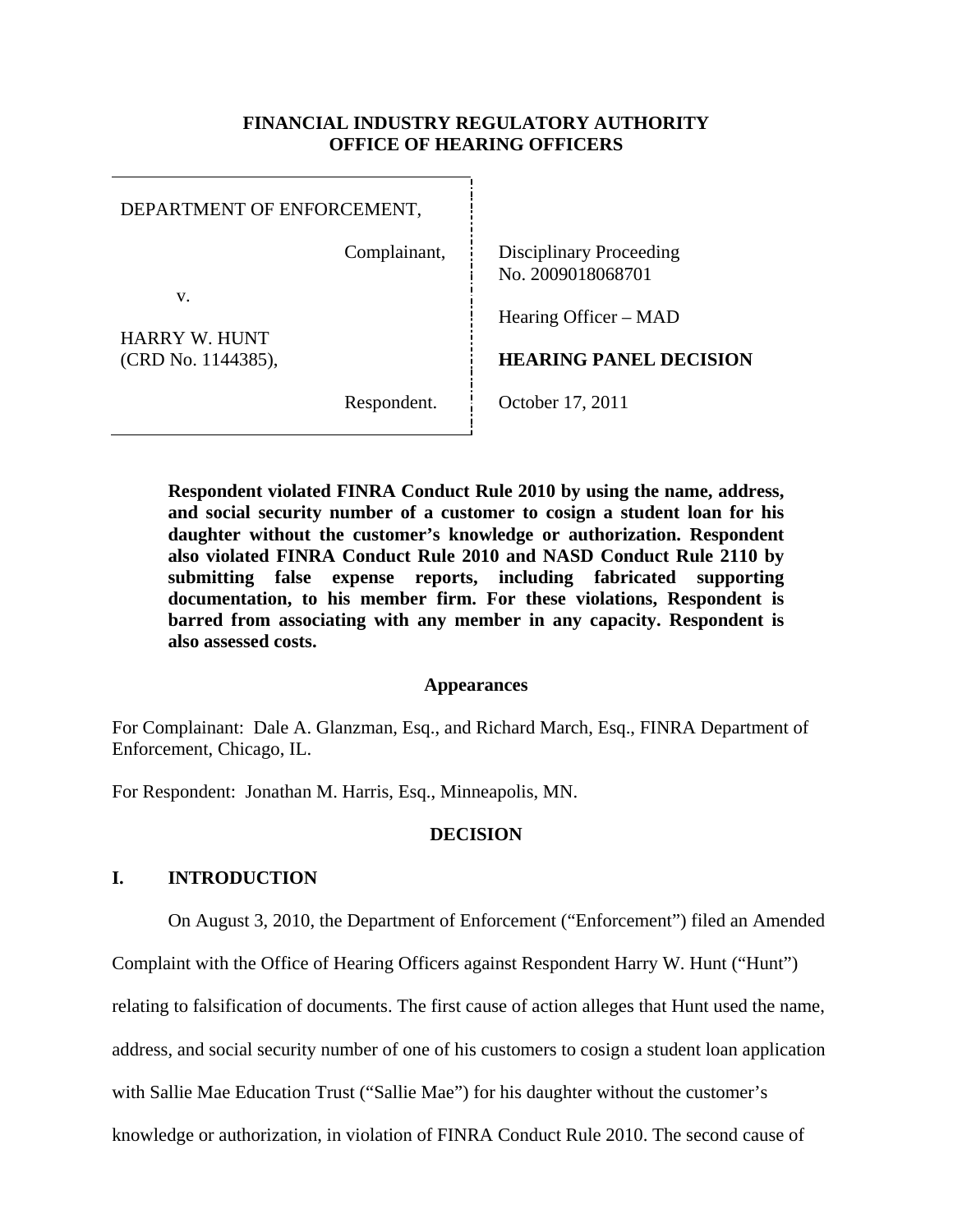**FINANCIAL INDUSTRY REGULATORY AUTHORITY**
**OFFICE OF HEARING OFFICERS**

| | |
|---|---|
| DEPARTMENT OF ENFORCEMENT, | |
| Complainant, | Disciplinary Proceeding No. 2009018068701 |
| v. | Hearing Officer – MAD |
| HARRY W. HUNT (CRD No. 1144385), | **HEARING PANEL DECISION** |
| Respondent. | October 17, 2011 |

**Respondent violated FINRA Conduct Rule 2010 by using the name, address, and social security number of a customer to cosign a student loan for his daughter without the customer's knowledge or authorization. Respondent also violated FINRA Conduct Rule 2010 and NASD Conduct Rule 2110 by submitting false expense reports, including fabricated supporting documentation, to his member firm. For these violations, Respondent is barred from associating with any member in any capacity. Respondent is also assessed costs.**

**Appearances**

For Complainant: Dale A. Glanzman, Esq., and Richard March, Esq., FINRA Department of Enforcement, Chicago, IL.

For Respondent: Jonathan M. Harris, Esq., Minneapolis, MN.

**DECISION**

## I. INTRODUCTION

On August 3, 2010, the Department of Enforcement ("Enforcement") filed an Amended Complaint with the Office of Hearing Officers against Respondent Harry W. Hunt ("Hunt") relating to falsification of documents. The first cause of action alleges that Hunt used the name, address, and social security number of one of his customers to cosign a student loan application with Sallie Mae Education Trust ("Sallie Mae") for his daughter without the customer's knowledge or authorization, in violation of FINRA Conduct Rule 2010. The second cause of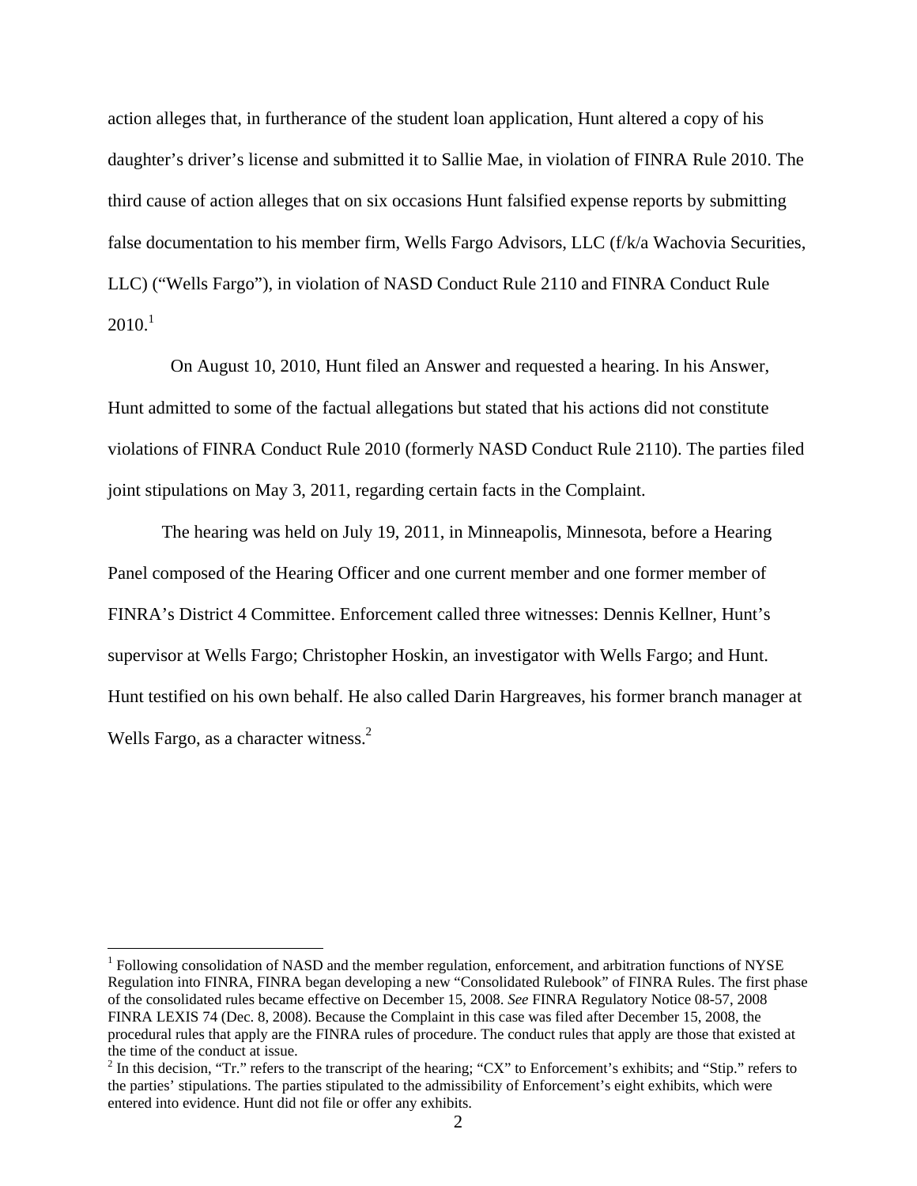action alleges that, in furtherance of the student loan application, Hunt altered a copy of his daughter's driver's license and submitted it to Sallie Mae, in violation of FINRA Rule 2010. The third cause of action alleges that on six occasions Hunt falsified expense reports by submitting false documentation to his member firm, Wells Fargo Advisors, LLC (f/k/a Wachovia Securities, LLC) ("Wells Fargo"), in violation of NASD Conduct Rule 2110 and FINRA Conduct Rule 2010.[1]

On August 10, 2010, Hunt filed an Answer and requested a hearing. In his Answer, Hunt admitted to some of the factual allegations but stated that his actions did not constitute violations of FINRA Conduct Rule 2010 (formerly NASD Conduct Rule 2110). The parties filed joint stipulations on May 3, 2011, regarding certain facts in the Complaint.

The hearing was held on July 19, 2011, in Minneapolis, Minnesota, before a Hearing Panel composed of the Hearing Officer and one current member and one former member of FINRA's District 4 Committee. Enforcement called three witnesses: Dennis Kellner, Hunt's supervisor at Wells Fargo; Christopher Hoskin, an investigator with Wells Fargo; and Hunt. Hunt testified on his own behalf. He also called Darin Hargreaves, his former branch manager at Wells Fargo, as a character witness.[2]

---

[1] Following consolidation of NASD and the member regulation, enforcement, and arbitration functions of NYSE Regulation into FINRA, FINRA began developing a new "Consolidated Rulebook" of FINRA Rules. The first phase of the consolidated rules became effective on December 15, 2008. *See* FINRA Regulatory Notice 08-57, 2008 FINRA LEXIS 74 (Dec. 8, 2008). Because the Complaint in this case was filed after December 15, 2008, the procedural rules that apply are the FINRA rules of procedure. The conduct rules that apply are those that existed at the time of the conduct at issue.

[2] In this decision, "Tr." refers to the transcript of the hearing; "CX" to Enforcement's exhibits; and "Stip." refers to the parties' stipulations. The parties stipulated to the admissibility of Enforcement's eight exhibits, which were entered into evidence. Hunt did not file or offer any exhibits.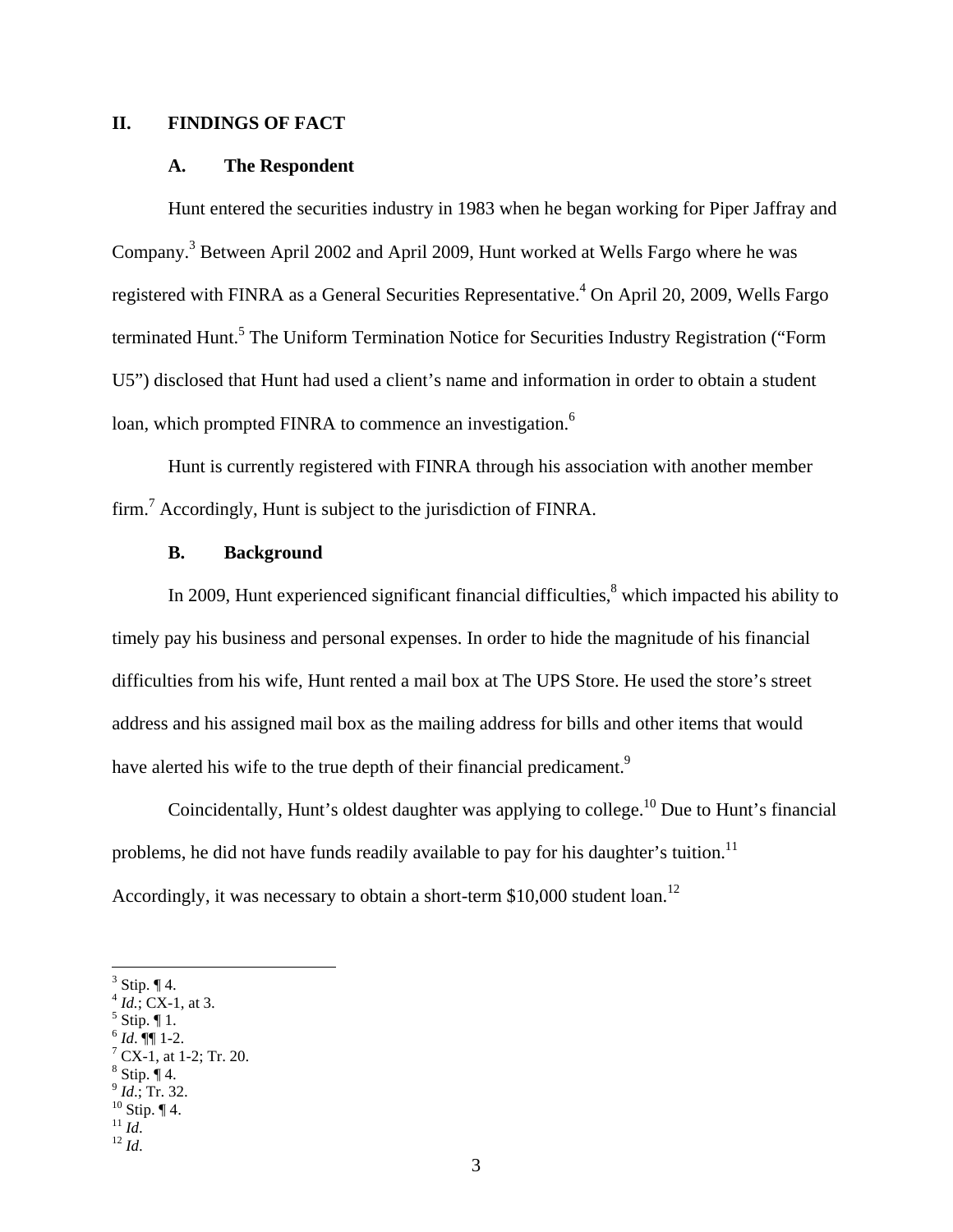## II. FINDINGS OF FACT

### A. The Respondent

Hunt entered the securities industry in 1983 when he began working for Piper Jaffray and Company.[3] Between April 2002 and April 2009, Hunt worked at Wells Fargo where he was registered with FINRA as a General Securities Representative.[4] On April 20, 2009, Wells Fargo terminated Hunt.[5] The Uniform Termination Notice for Securities Industry Registration ("Form U5") disclosed that Hunt had used a client's name and information in order to obtain a student loan, which prompted FINRA to commence an investigation.[6]

Hunt is currently registered with FINRA through his association with another member firm.[7] Accordingly, Hunt is subject to the jurisdiction of FINRA.

### B. Background

In 2009, Hunt experienced significant financial difficulties,[8] which impacted his ability to timely pay his business and personal expenses. In order to hide the magnitude of his financial difficulties from his wife, Hunt rented a mail box at The UPS Store. He used the store's street address and his assigned mail box as the mailing address for bills and other items that would have alerted his wife to the true depth of their financial predicament.[9]

Coincidentally, Hunt's oldest daughter was applying to college.[10] Due to Hunt's financial problems, he did not have funds readily available to pay for his daughter's tuition.[11] Accordingly, it was necessary to obtain a short-term $10,000 student loan.[12]

---

[3] Stip. ¶ 4.
[4] *Id.*; CX-1, at 3.
[5] Stip. ¶ 1.
[6] *Id*. ¶¶ 1-2.
[7] CX-1, at 1-2; Tr. 20.
[8] Stip. ¶ 4.
[9] *Id*.; Tr. 32.
[10] Stip. ¶ 4.
[11] *Id*.
[12] *Id*.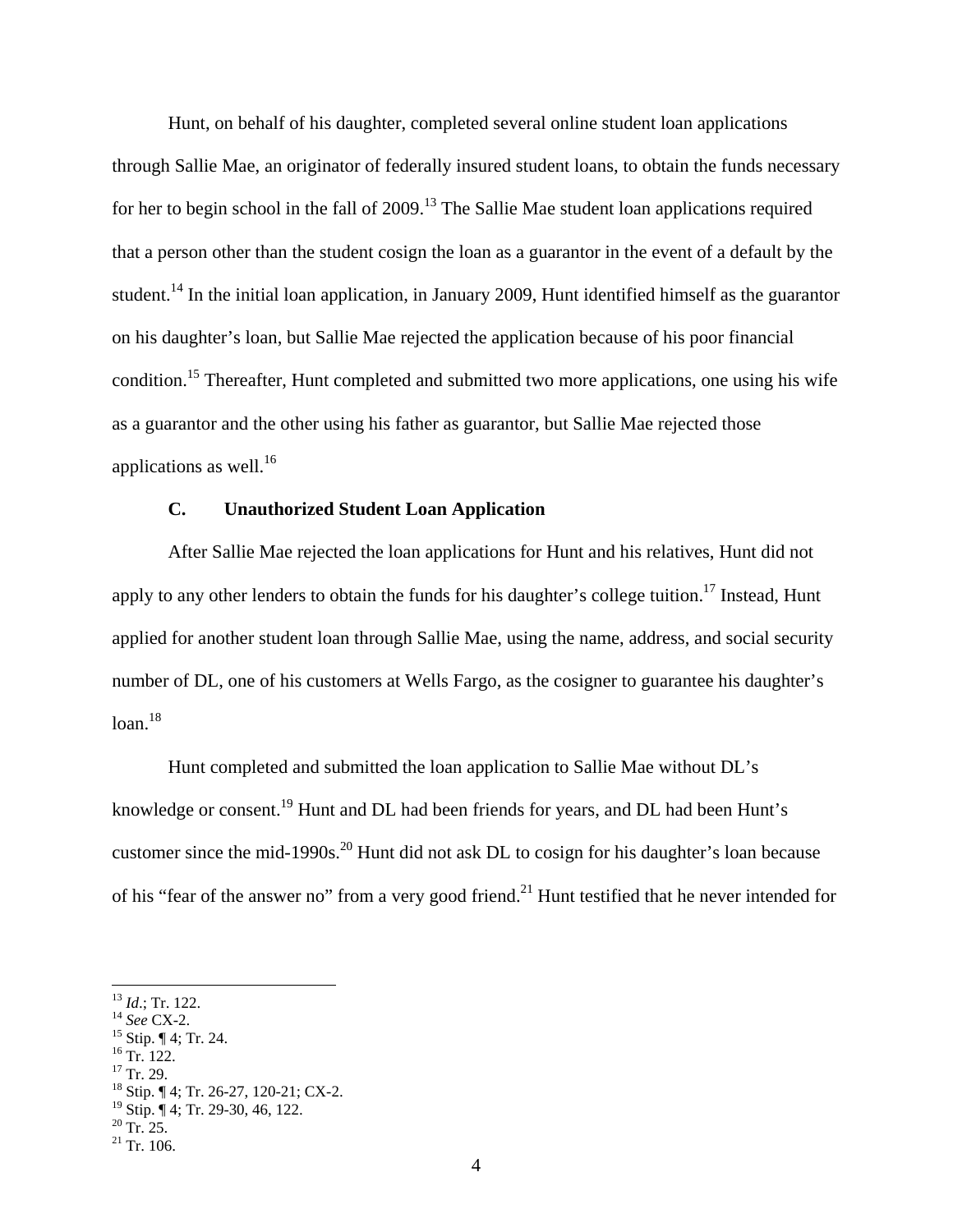Hunt, on behalf of his daughter, completed several online student loan applications through Sallie Mae, an originator of federally insured student loans, to obtain the funds necessary for her to begin school in the fall of 2009.[13] The Sallie Mae student loan applications required that a person other than the student cosign the loan as a guarantor in the event of a default by the student.[14] In the initial loan application, in January 2009, Hunt identified himself as the guarantor on his daughter's loan, but Sallie Mae rejected the application because of his poor financial condition.[15] Thereafter, Hunt completed and submitted two more applications, one using his wife as a guarantor and the other using his father as guarantor, but Sallie Mae rejected those applications as well.[16]

### C. Unauthorized Student Loan Application

After Sallie Mae rejected the loan applications for Hunt and his relatives, Hunt did not apply to any other lenders to obtain the funds for his daughter's college tuition.[17] Instead, Hunt applied for another student loan through Sallie Mae, using the name, address, and social security number of DL, one of his customers at Wells Fargo, as the cosigner to guarantee his daughter's loan.[18]

Hunt completed and submitted the loan application to Sallie Mae without DL's knowledge or consent.[19] Hunt and DL had been friends for years, and DL had been Hunt's customer since the mid-1990s.[20] Hunt did not ask DL to cosign for his daughter's loan because of his "fear of the answer no" from a very good friend.[21] Hunt testified that he never intended for

---

[13] *Id*.; Tr. 122.
[14] *See* CX-2.
[15] Stip. ¶ 4; Tr. 24.
[16] Tr. 122.
[17] Tr. 29.
[18] Stip. ¶ 4; Tr. 26-27, 120-21; CX-2.
[19] Stip. ¶ 4; Tr. 29-30, 46, 122.
[20] Tr. 25.
[21] Tr. 106.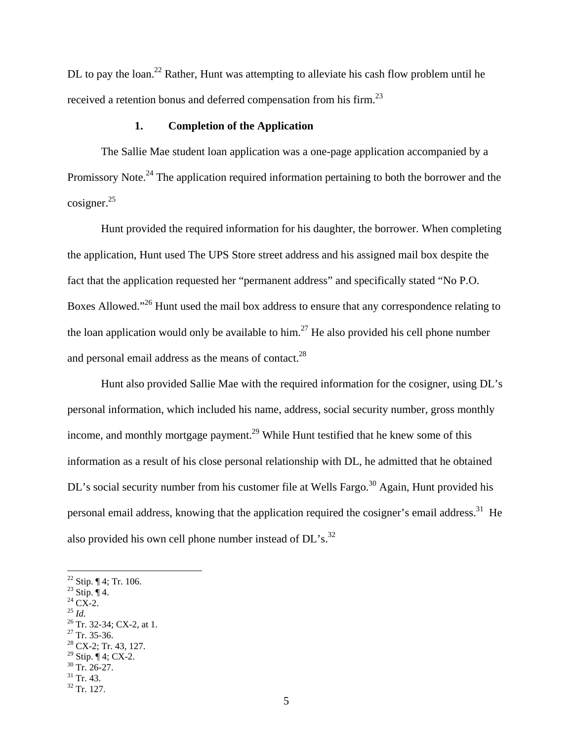DL to pay the loan.[22] Rather, Hunt was attempting to alleviate his cash flow problem until he received a retention bonus and deferred compensation from his firm.[23]

### 1. Completion of the Application

The Sallie Mae student loan application was a one-page application accompanied by a Promissory Note.[24] The application required information pertaining to both the borrower and the cosigner.[25]

Hunt provided the required information for his daughter, the borrower. When completing the application, Hunt used The UPS Store street address and his assigned mail box despite the fact that the application requested her "permanent address" and specifically stated "No P.O. Boxes Allowed."[26] Hunt used the mail box address to ensure that any correspondence relating to the loan application would only be available to him.[27] He also provided his cell phone number and personal email address as the means of contact.[28]

Hunt also provided Sallie Mae with the required information for the cosigner, using DL's personal information, which included his name, address, social security number, gross monthly income, and monthly mortgage payment.[29] While Hunt testified that he knew some of this information as a result of his close personal relationship with DL, he admitted that he obtained DL's social security number from his customer file at Wells Fargo.[30] Again, Hunt provided his personal email address, knowing that the application required the cosigner's email address.[31] He also provided his own cell phone number instead of DL's.[32]

---

[22] Stip. ¶ 4; Tr. 106.
[23] Stip. ¶ 4.
[24] CX-2.
[25] *Id.*
[26] Tr. 32-34; CX-2, at 1.
[27] Tr. 35-36.
[28] CX-2; Tr. 43, 127.
[29] Stip. ¶ 4; CX-2.
[30] Tr. 26-27.
[31] Tr. 43.
[32] Tr. 127.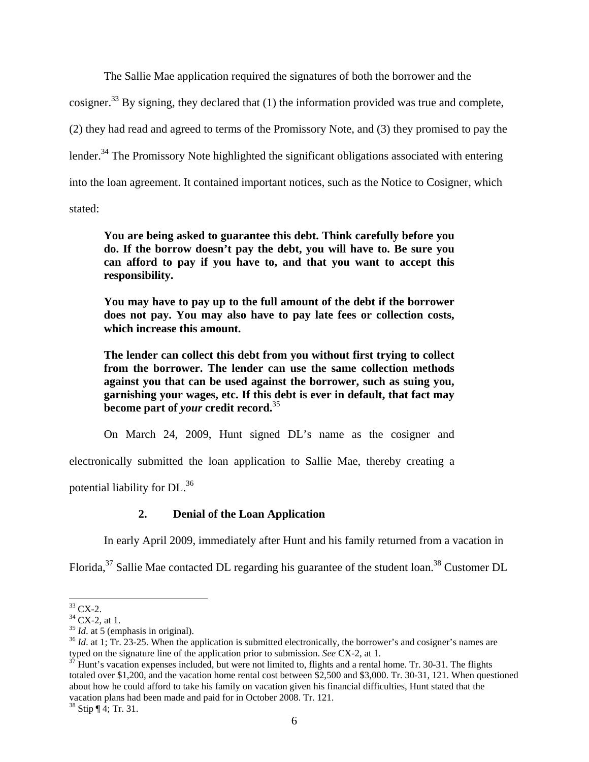The Sallie Mae application required the signatures of both the borrower and the cosigner.[33] By signing, they declared that (1) the information provided was true and complete, (2) they had read and agreed to terms of the Promissory Note, and (3) they promised to pay the lender.[34] The Promissory Note highlighted the significant obligations associated with entering into the loan agreement. It contained important notices, such as the Notice to Cosigner, which stated:

> **You are being asked to guarantee this debt. Think carefully before you do. If the borrow doesn't pay the debt, you will have to. Be sure you can afford to pay if you have to, and that you want to accept this responsibility.**
>
> **You may have to pay up to the full amount of the debt if the borrower does not pay. You may also have to pay late fees or collection costs, which increase this amount.**
>
> **The lender can collect this debt from you without first trying to collect from the borrower. The lender can use the same collection methods against you that can be used against the borrower, such as suing you, garnishing your wages, etc. If this debt is ever in default, that fact may become part of *your* credit record.**[35]

On March 24, 2009, Hunt signed DL's name as the cosigner and electronically submitted the loan application to Sallie Mae, thereby creating a potential liability for DL.[36]

### 2. Denial of the Loan Application

In early April 2009, immediately after Hunt and his family returned from a vacation in Florida,[37] Sallie Mae contacted DL regarding his guarantee of the student loan.[38] Customer DL

---

[33] CX-2.

[34] CX-2, at 1.

[35] *Id*. at 5 (emphasis in original).

[36] *Id*. at 1; Tr. 23-25. When the application is submitted electronically, the borrower's and cosigner's names are typed on the signature line of the application prior to submission. *See* CX-2, at 1.

[37] Hunt's vacation expenses included, but were not limited to, flights and a rental home. Tr. 30-31. The flights totaled over $1,200, and the vacation home rental cost between $2,500 and $3,000. Tr. 30-31, 121. When questioned about how he could afford to take his family on vacation given his financial difficulties, Hunt stated that the vacation plans had been made and paid for in October 2008. Tr. 121.

[38] Stip ¶ 4; Tr. 31.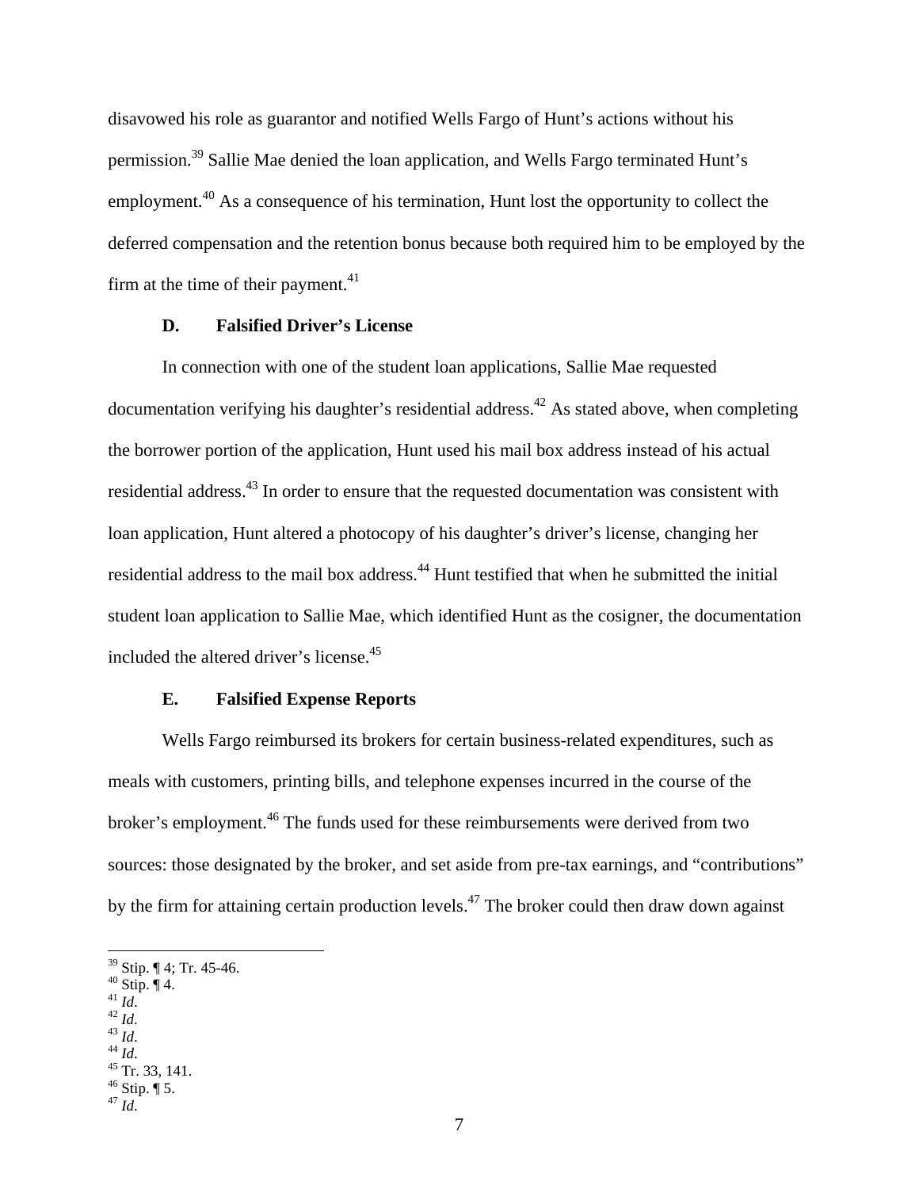disavowed his role as guarantor and notified Wells Fargo of Hunt's actions without his permission.[39] Sallie Mae denied the loan application, and Wells Fargo terminated Hunt's employment.[40] As a consequence of his termination, Hunt lost the opportunity to collect the deferred compensation and the retention bonus because both required him to be employed by the firm at the time of their payment.[41]

### D. Falsified Driver's License

In connection with one of the student loan applications, Sallie Mae requested documentation verifying his daughter's residential address.[42] As stated above, when completing the borrower portion of the application, Hunt used his mail box address instead of his actual residential address.[43] In order to ensure that the requested documentation was consistent with loan application, Hunt altered a photocopy of his daughter's driver's license, changing her residential address to the mail box address.[44] Hunt testified that when he submitted the initial student loan application to Sallie Mae, which identified Hunt as the cosigner, the documentation included the altered driver's license.[45]

### E. Falsified Expense Reports

Wells Fargo reimbursed its brokers for certain business-related expenditures, such as meals with customers, printing bills, and telephone expenses incurred in the course of the broker's employment.[46] The funds used for these reimbursements were derived from two sources: those designated by the broker, and set aside from pre-tax earnings, and "contributions" by the firm for attaining certain production levels.[47] The broker could then draw down against

---

[39] Stip. ¶ 4; Tr. 45-46.
[40] Stip. ¶ 4.
[41] *Id*.
[42] *Id*.
[43] *Id*.
[44] *Id*.
[45] Tr. 33, 141.
[46] Stip. ¶ 5.
[47] *Id*.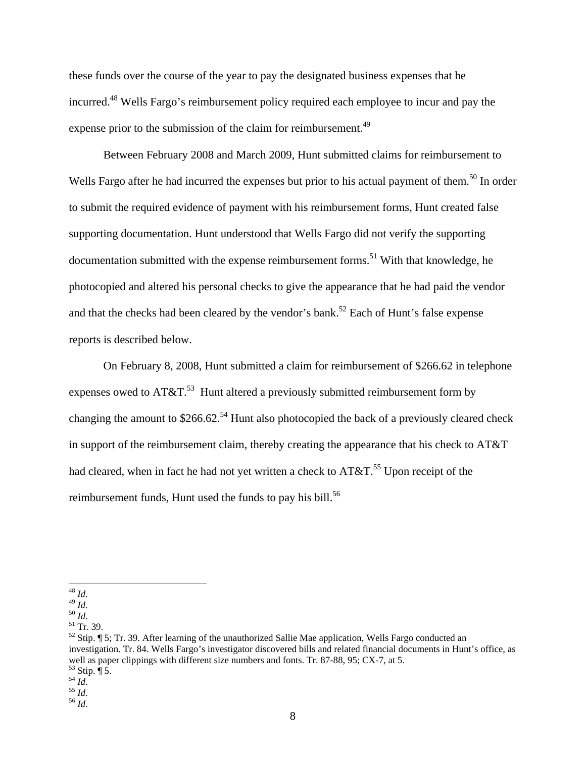these funds over the course of the year to pay the designated business expenses that he incurred.[48] Wells Fargo's reimbursement policy required each employee to incur and pay the expense prior to the submission of the claim for reimbursement.[49]

Between February 2008 and March 2009, Hunt submitted claims for reimbursement to Wells Fargo after he had incurred the expenses but prior to his actual payment of them.[50] In order to submit the required evidence of payment with his reimbursement forms, Hunt created false supporting documentation. Hunt understood that Wells Fargo did not verify the supporting documentation submitted with the expense reimbursement forms.[51] With that knowledge, he photocopied and altered his personal checks to give the appearance that he had paid the vendor and that the checks had been cleared by the vendor's bank.[52] Each of Hunt's false expense reports is described below.

On February 8, 2008, Hunt submitted a claim for reimbursement of $266.62 in telephone expenses owed to AT&T.[53] Hunt altered a previously submitted reimbursement form by changing the amount to $266.62.[54] Hunt also photocopied the back of a previously cleared check in support of the reimbursement claim, thereby creating the appearance that his check to AT&T had cleared, when in fact he had not yet written a check to AT&T.[55] Upon receipt of the reimbursement funds, Hunt used the funds to pay his bill.[56]

---

[48] *Id*.
[49] *Id*.
[50] *Id*.
[51] Tr. 39.
[52] Stip. ¶ 5; Tr. 39. After learning of the unauthorized Sallie Mae application, Wells Fargo conducted an investigation. Tr. 84. Wells Fargo's investigator discovered bills and related financial documents in Hunt's office, as well as paper clippings with different size numbers and fonts. Tr. 87-88, 95; CX-7, at 5.
[53] Stip. ¶ 5.
[54] *Id*.
[55] *Id*.
[56] *Id*.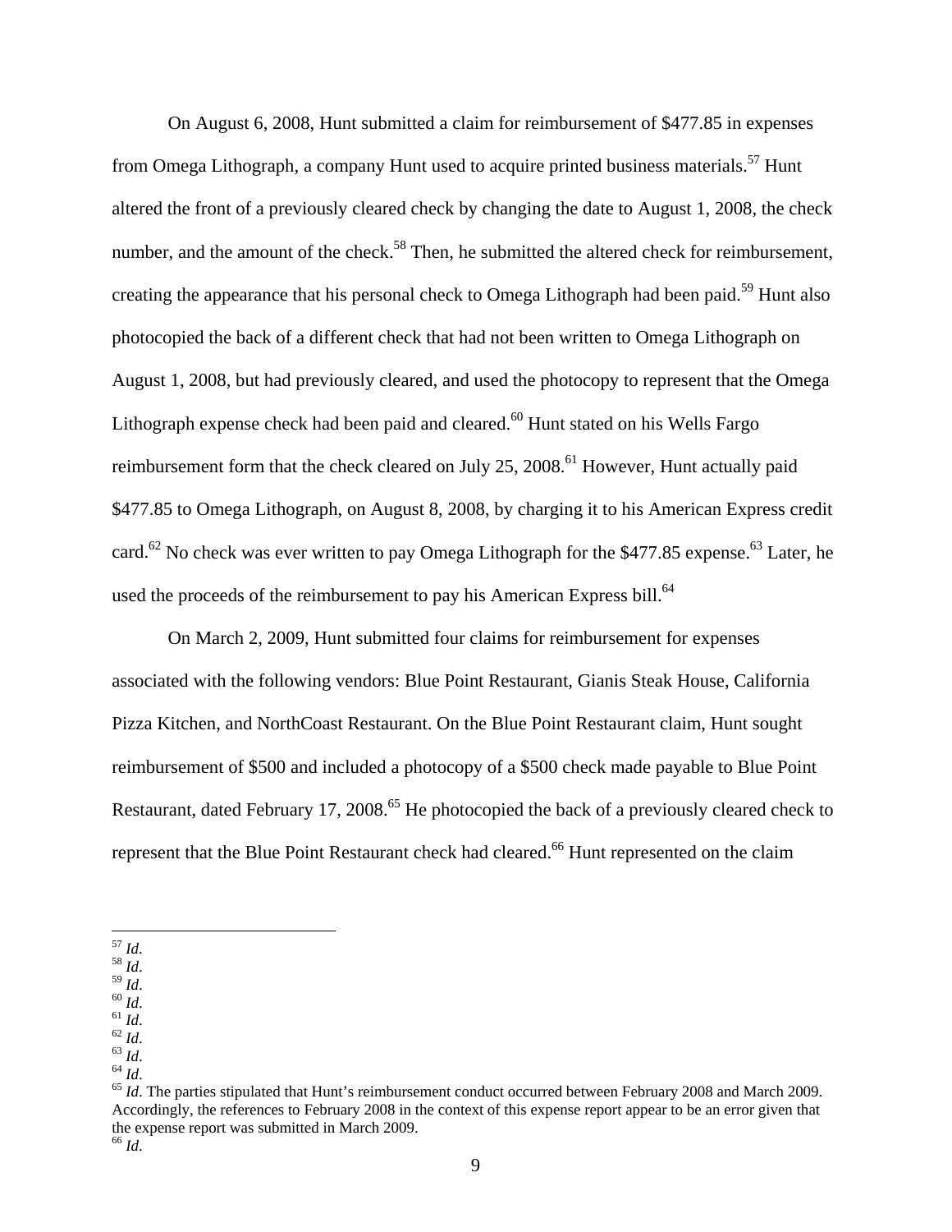On August 6, 2008, Hunt submitted a claim for reimbursement of $477.85 in expenses from Omega Lithograph, a company Hunt used to acquire printed business materials.[57] Hunt altered the front of a previously cleared check by changing the date to August 1, 2008, the check number, and the amount of the check.[58] Then, he submitted the altered check for reimbursement, creating the appearance that his personal check to Omega Lithograph had been paid.[59] Hunt also photocopied the back of a different check that had not been written to Omega Lithograph on August 1, 2008, but had previously cleared, and used the photocopy to represent that the Omega Lithograph expense check had been paid and cleared.[60] Hunt stated on his Wells Fargo reimbursement form that the check cleared on July 25, 2008.[61] However, Hunt actually paid $477.85 to Omega Lithograph, on August 8, 2008, by charging it to his American Express credit card.[62] No check was ever written to pay Omega Lithograph for the $477.85 expense.[63] Later, he used the proceeds of the reimbursement to pay his American Express bill.[64]

On March 2, 2009, Hunt submitted four claims for reimbursement for expenses associated with the following vendors: Blue Point Restaurant, Gianis Steak House, California Pizza Kitchen, and NorthCoast Restaurant. On the Blue Point Restaurant claim, Hunt sought reimbursement of $500 and included a photocopy of a $500 check made payable to Blue Point Restaurant, dated February 17, 2008.[65] He photocopied the back of a previously cleared check to represent that the Blue Point Restaurant check had cleared.[66] Hunt represented on the claim

---

[57] *Id*.
[58] *Id*.
[59] *Id*.
[60] *Id*.
[61] *Id*.
[62] *Id*.
[63] *Id*.
[64] *Id*.
[65] *Id*. The parties stipulated that Hunt's reimbursement conduct occurred between February 2008 and March 2009. Accordingly, the references to February 2008 in the context of this expense report appear to be an error given that the expense report was submitted in March 2009.
[66] *Id*.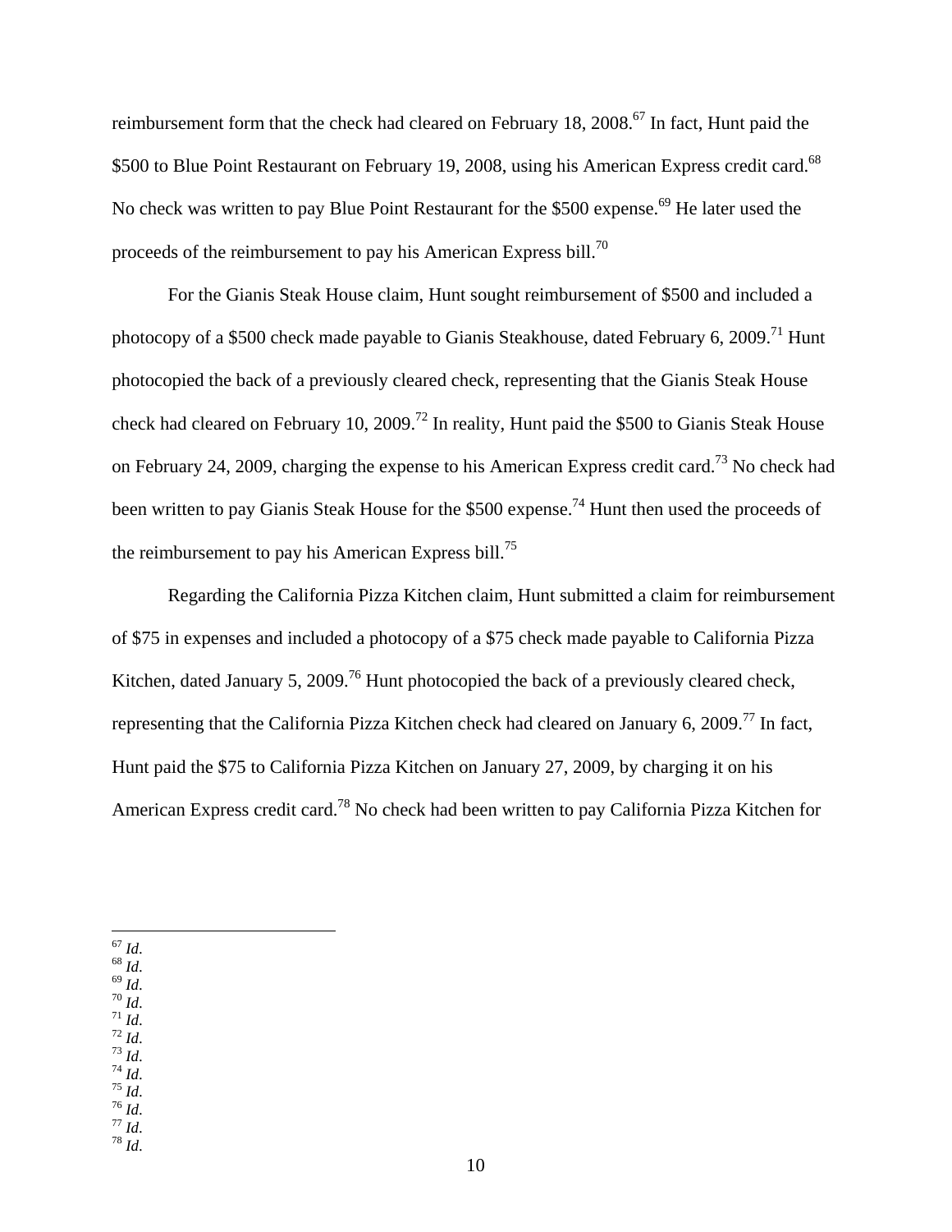reimbursement form that the check had cleared on February 18, 2008.[67] In fact, Hunt paid the $500 to Blue Point Restaurant on February 19, 2008, using his American Express credit card.[68] No check was written to pay Blue Point Restaurant for the $500 expense.[69] He later used the proceeds of the reimbursement to pay his American Express bill.[70]

For the Gianis Steak House claim, Hunt sought reimbursement of $500 and included a photocopy of a $500 check made payable to Gianis Steakhouse, dated February 6, 2009.[71] Hunt photocopied the back of a previously cleared check, representing that the Gianis Steak House check had cleared on February 10, 2009.[72] In reality, Hunt paid the $500 to Gianis Steak House on February 24, 2009, charging the expense to his American Express credit card.[73] No check had been written to pay Gianis Steak House for the $500 expense.[74] Hunt then used the proceeds of the reimbursement to pay his American Express bill.[75]

Regarding the California Pizza Kitchen claim, Hunt submitted a claim for reimbursement of $75 in expenses and included a photocopy of a $75 check made payable to California Pizza Kitchen, dated January 5, 2009.[76] Hunt photocopied the back of a previously cleared check, representing that the California Pizza Kitchen check had cleared on January 6, 2009.[77] In fact, Hunt paid the $75 to California Pizza Kitchen on January 27, 2009, by charging it on his American Express credit card.[78] No check had been written to pay California Pizza Kitchen for

---

[67] *Id.*
[68] *Id.*
[69] *Id.*
[70] *Id.*
[71] *Id.*
[72] *Id.*
[73] *Id.*
[74] *Id.*
[75] *Id.*
[76] *Id.*
[77] *Id.*
[78] *Id.*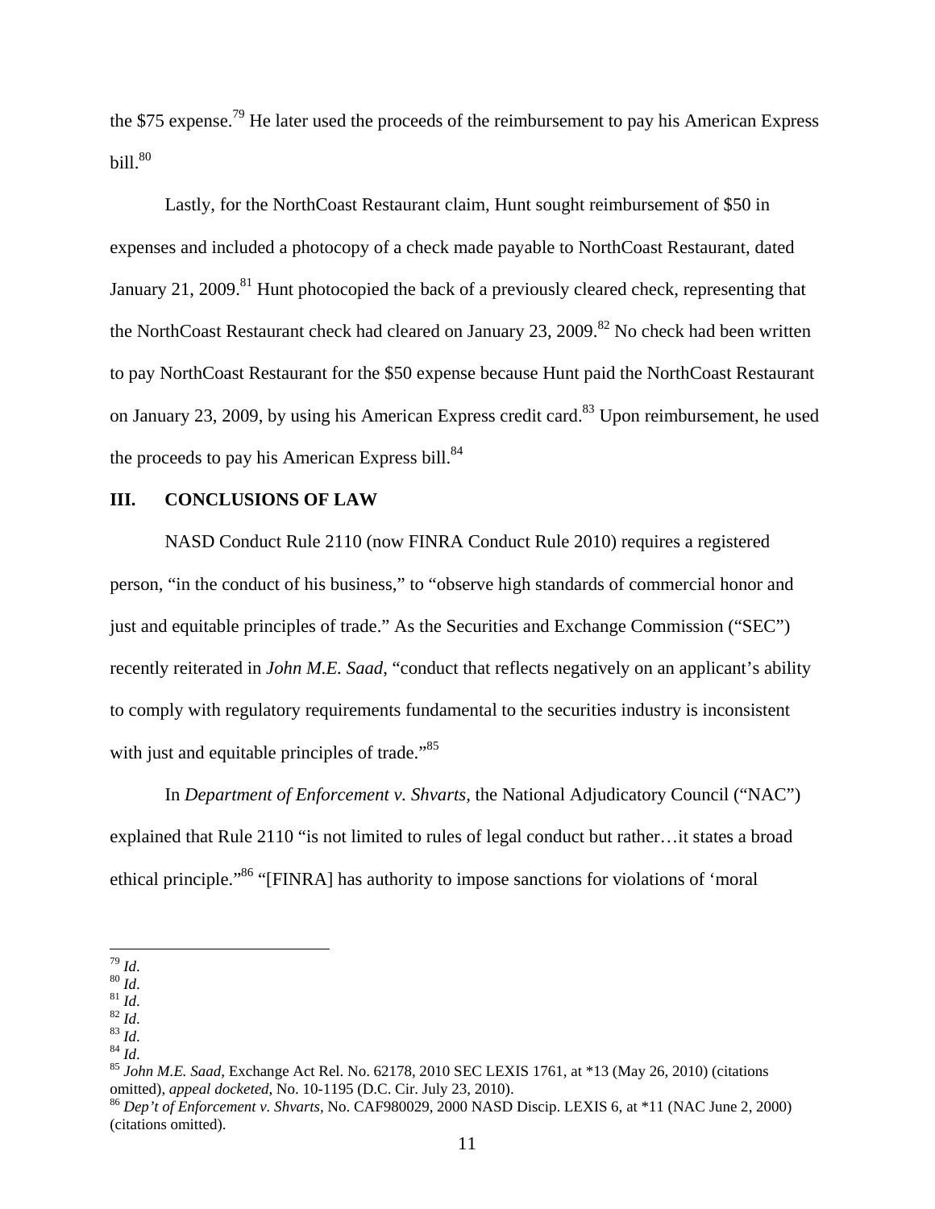the $75 expense.[79] He later used the proceeds of the reimbursement to pay his American Express bill.[80]

Lastly, for the NorthCoast Restaurant claim, Hunt sought reimbursement of $50 in expenses and included a photocopy of a check made payable to NorthCoast Restaurant, dated January 21, 2009.[81] Hunt photocopied the back of a previously cleared check, representing that the NorthCoast Restaurant check had cleared on January 23, 2009.[82] No check had been written to pay NorthCoast Restaurant for the $50 expense because Hunt paid the NorthCoast Restaurant on January 23, 2009, by using his American Express credit card.[83] Upon reimbursement, he used the proceeds to pay his American Express bill.[84]

## III. CONCLUSIONS OF LAW

NASD Conduct Rule 2110 (now FINRA Conduct Rule 2010) requires a registered person, "in the conduct of his business," to "observe high standards of commercial honor and just and equitable principles of trade." As the Securities and Exchange Commission ("SEC") recently reiterated in *John M.E. Saad*, "conduct that reflects negatively on an applicant's ability to comply with regulatory requirements fundamental to the securities industry is inconsistent with just and equitable principles of trade."[85]

In *Department of Enforcement v. Shvarts*, the National Adjudicatory Council ("NAC") explained that Rule 2110 "is not limited to rules of legal conduct but rather…it states a broad ethical principle."[86] "[FINRA] has authority to impose sanctions for violations of 'moral

---

[79] *Id*.

[80] *Id*.

[81] *Id*.

[82] *Id*.

[83] *Id*.

[84] *Id*.

[85] *John M.E. Saad*, Exchange Act Rel. No. 62178, 2010 SEC LEXIS 1761, at *13 (May 26, 2010) (citations omitted), *appeal docketed*, No. 10-1195 (D.C. Cir. July 23, 2010).

[86] *Dep't of Enforcement v. Shvarts*, No. CAF980029, 2000 NASD Discip. LEXIS 6, at *11 (NAC June 2, 2000) (citations omitted).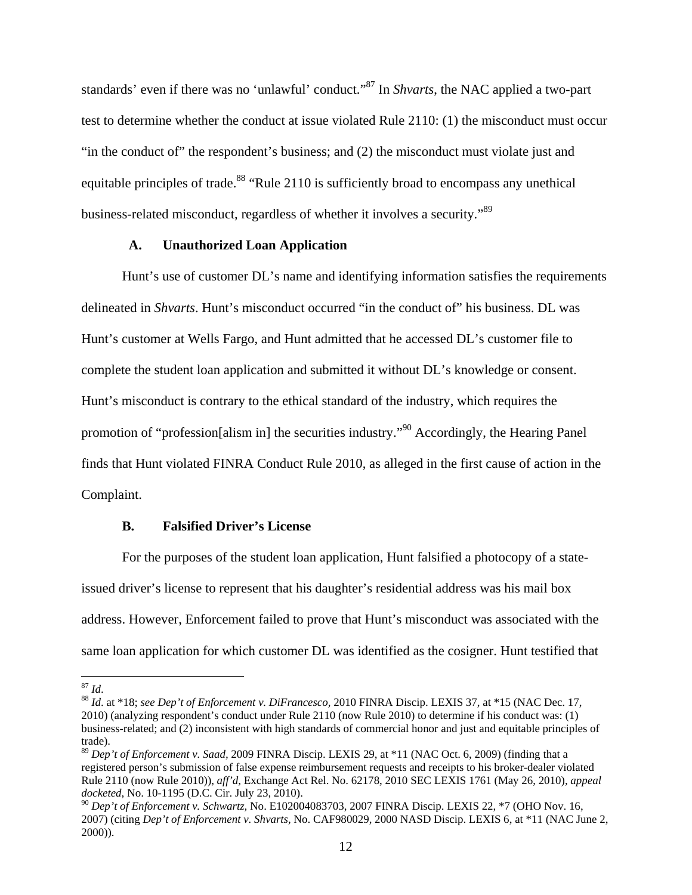standards' even if there was no 'unlawful' conduct."[87] In *Shvarts*, the NAC applied a two-part test to determine whether the conduct at issue violated Rule 2110: (1) the misconduct must occur "in the conduct of" the respondent's business; and (2) the misconduct must violate just and equitable principles of trade.[88] "Rule 2110 is sufficiently broad to encompass any unethical business-related misconduct, regardless of whether it involves a security."[89]

### A. Unauthorized Loan Application

Hunt's use of customer DL's name and identifying information satisfies the requirements delineated in *Shvarts*. Hunt's misconduct occurred "in the conduct of" his business. DL was Hunt's customer at Wells Fargo, and Hunt admitted that he accessed DL's customer file to complete the student loan application and submitted it without DL's knowledge or consent. Hunt's misconduct is contrary to the ethical standard of the industry, which requires the promotion of "profession[alism in] the securities industry."[90] Accordingly, the Hearing Panel finds that Hunt violated FINRA Conduct Rule 2010, as alleged in the first cause of action in the Complaint.

### B. Falsified Driver's License

For the purposes of the student loan application, Hunt falsified a photocopy of a state-issued driver's license to represent that his daughter's residential address was his mail box address. However, Enforcement failed to prove that Hunt's misconduct was associated with the same loan application for which customer DL was identified as the cosigner. Hunt testified that

---

[87] *Id.*

[88] *Id.* at *18; *see Dep't of Enforcement v. DiFrancesco*, 2010 FINRA Discip. LEXIS 37, at *15 (NAC Dec. 17, 2010) (analyzing respondent's conduct under Rule 2110 (now Rule 2010) to determine if his conduct was: (1) business-related; and (2) inconsistent with high standards of commercial honor and just and equitable principles of trade).

[89] *Dep't of Enforcement v. Saad*, 2009 FINRA Discip. LEXIS 29, at *11 (NAC Oct. 6, 2009) (finding that a registered person's submission of false expense reimbursement requests and receipts to his broker-dealer violated Rule 2110 (now Rule 2010)), *aff'd*, Exchange Act Rel. No. 62178, 2010 SEC LEXIS 1761 (May 26, 2010), *appeal docketed*, No. 10-1195 (D.C. Cir. July 23, 2010).

[90] *Dep't of Enforcement v. Schwartz*, No. E102004083703, 2007 FINRA Discip. LEXIS 22, *7 (OHO Nov. 16, 2007) (citing *Dep't of Enforcement v. Shvarts*, No. CAF980029, 2000 NASD Discip. LEXIS 6, at *11 (NAC June 2, 2000)).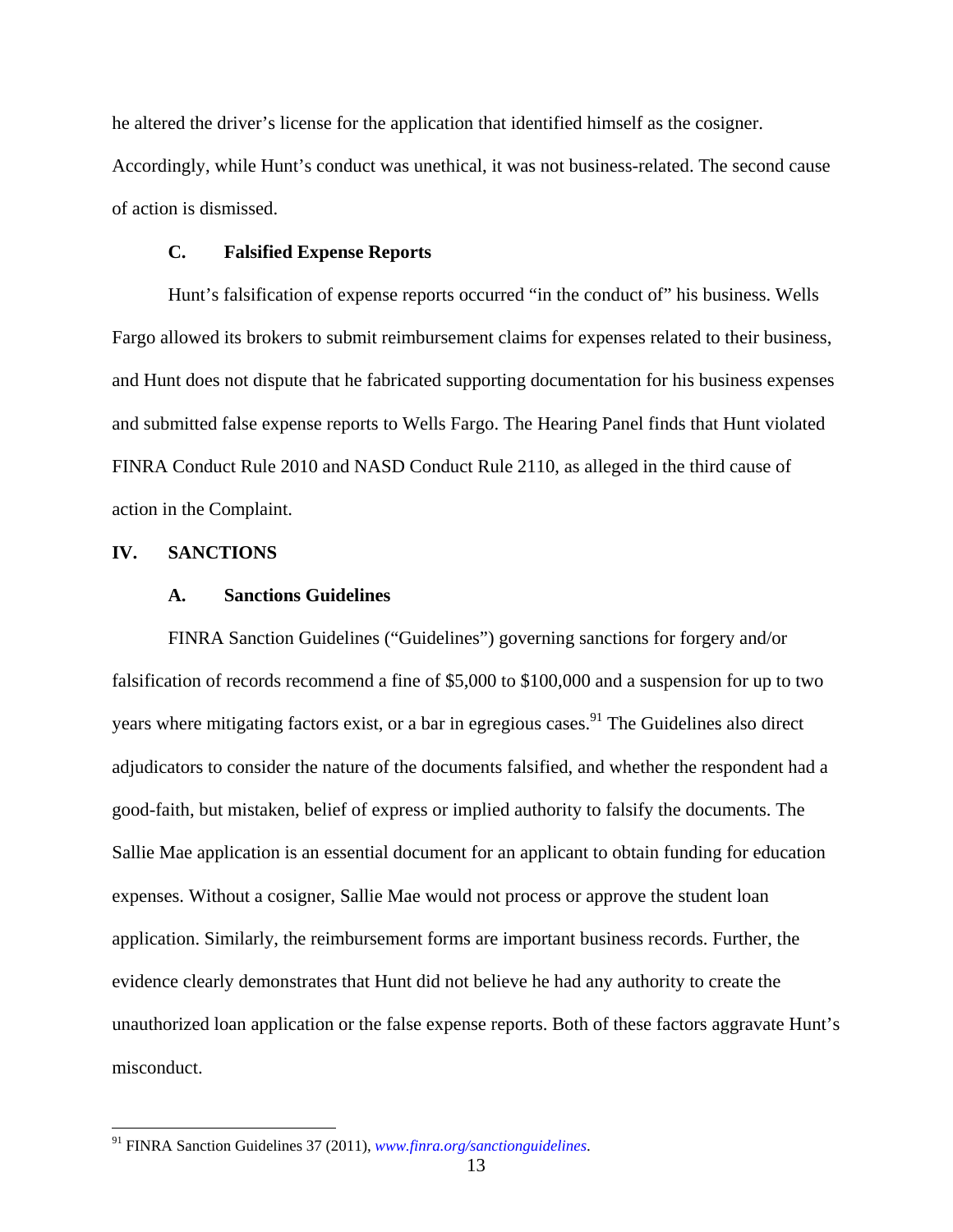he altered the driver's license for the application that identified himself as the cosigner. Accordingly, while Hunt's conduct was unethical, it was not business-related. The second cause of action is dismissed.

### C. Falsified Expense Reports

Hunt's falsification of expense reports occurred "in the conduct of" his business. Wells Fargo allowed its brokers to submit reimbursement claims for expenses related to their business, and Hunt does not dispute that he fabricated supporting documentation for his business expenses and submitted false expense reports to Wells Fargo. The Hearing Panel finds that Hunt violated FINRA Conduct Rule 2010 and NASD Conduct Rule 2110, as alleged in the third cause of action in the Complaint.

## IV. SANCTIONS

### A. Sanctions Guidelines

FINRA Sanction Guidelines ("Guidelines") governing sanctions for forgery and/or falsification of records recommend a fine of $5,000 to $100,000 and a suspension for up to two years where mitigating factors exist, or a bar in egregious cases.[91] The Guidelines also direct adjudicators to consider the nature of the documents falsified, and whether the respondent had a good-faith, but mistaken, belief of express or implied authority to falsify the documents. The Sallie Mae application is an essential document for an applicant to obtain funding for education expenses. Without a cosigner, Sallie Mae would not process or approve the student loan application. Similarly, the reimbursement forms are important business records. Further, the evidence clearly demonstrates that Hunt did not believe he had any authority to create the unauthorized loan application or the false expense reports. Both of these factors aggravate Hunt's misconduct.

---

[91] FINRA Sanction Guidelines 37 (2011), *www.finra.org/sanctionguidelines*.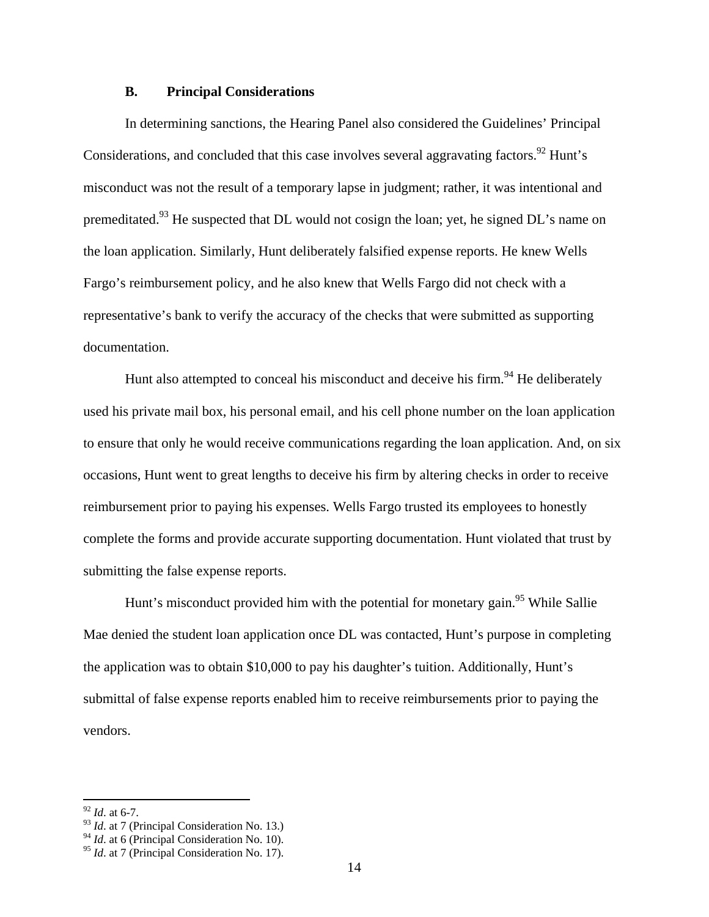### B. Principal Considerations

In determining sanctions, the Hearing Panel also considered the Guidelines' Principal Considerations, and concluded that this case involves several aggravating factors.[92] Hunt's misconduct was not the result of a temporary lapse in judgment; rather, it was intentional and premeditated.[93] He suspected that DL would not cosign the loan; yet, he signed DL's name on the loan application. Similarly, Hunt deliberately falsified expense reports. He knew Wells Fargo's reimbursement policy, and he also knew that Wells Fargo did not check with a representative's bank to verify the accuracy of the checks that were submitted as supporting documentation.

Hunt also attempted to conceal his misconduct and deceive his firm.[94] He deliberately used his private mail box, his personal email, and his cell phone number on the loan application to ensure that only he would receive communications regarding the loan application. And, on six occasions, Hunt went to great lengths to deceive his firm by altering checks in order to receive reimbursement prior to paying his expenses. Wells Fargo trusted its employees to honestly complete the forms and provide accurate supporting documentation. Hunt violated that trust by submitting the false expense reports.

Hunt's misconduct provided him with the potential for monetary gain.[95] While Sallie Mae denied the student loan application once DL was contacted, Hunt's purpose in completing the application was to obtain $10,000 to pay his daughter's tuition. Additionally, Hunt's submittal of false expense reports enabled him to receive reimbursements prior to paying the vendors.

---

[92] *Id*. at 6-7.

[93] *Id*. at 7 (Principal Consideration No. 13.)

[94] *Id*. at 6 (Principal Consideration No. 10).

[95] *Id*. at 7 (Principal Consideration No. 17).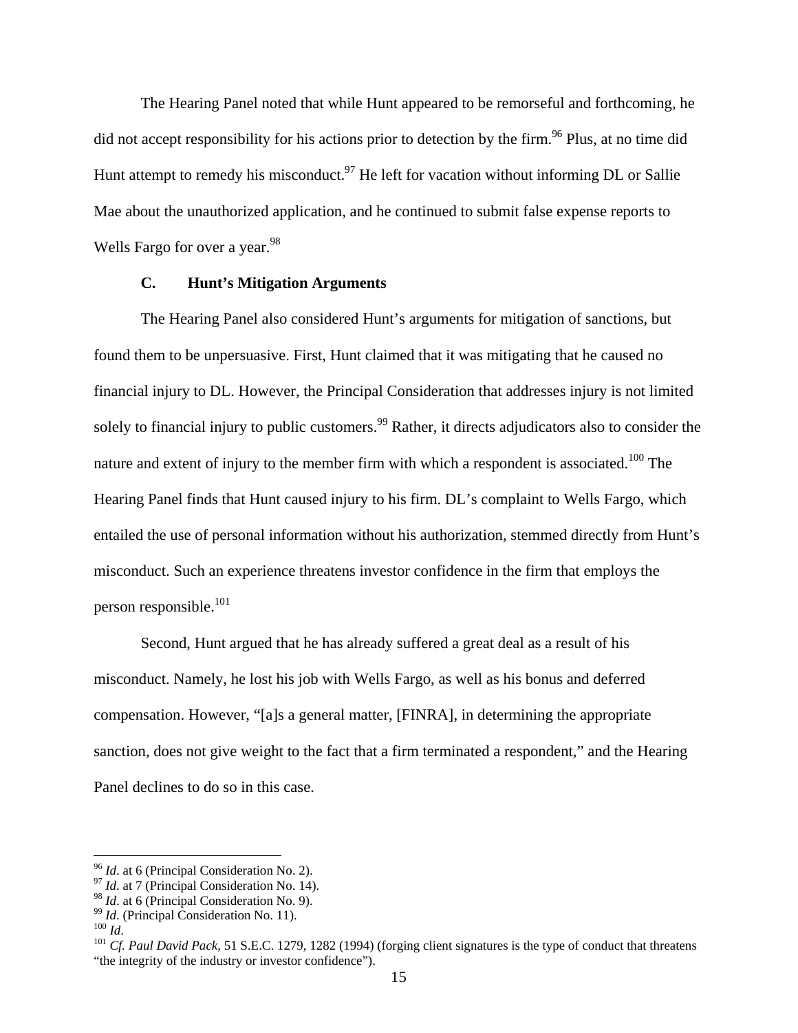The Hearing Panel noted that while Hunt appeared to be remorseful and forthcoming, he did not accept responsibility for his actions prior to detection by the firm.[96] Plus, at no time did Hunt attempt to remedy his misconduct.[97] He left for vacation without informing DL or Sallie Mae about the unauthorized application, and he continued to submit false expense reports to Wells Fargo for over a year.[98]

### C. Hunt's Mitigation Arguments

The Hearing Panel also considered Hunt's arguments for mitigation of sanctions, but found them to be unpersuasive. First, Hunt claimed that it was mitigating that he caused no financial injury to DL. However, the Principal Consideration that addresses injury is not limited solely to financial injury to public customers.[99] Rather, it directs adjudicators also to consider the nature and extent of injury to the member firm with which a respondent is associated.[100] The Hearing Panel finds that Hunt caused injury to his firm. DL's complaint to Wells Fargo, which entailed the use of personal information without his authorization, stemmed directly from Hunt's misconduct. Such an experience threatens investor confidence in the firm that employs the person responsible.[101]

Second, Hunt argued that he has already suffered a great deal as a result of his misconduct. Namely, he lost his job with Wells Fargo, as well as his bonus and deferred compensation. However, "[a]s a general matter, [FINRA], in determining the appropriate sanction, does not give weight to the fact that a firm terminated a respondent," and the Hearing Panel declines to do so in this case.

---

[96] *Id*. at 6 (Principal Consideration No. 2).

[97] *Id*. at 7 (Principal Consideration No. 14).

[98] *Id*. at 6 (Principal Consideration No. 9).

[99] *Id*. (Principal Consideration No. 11).

[100] *Id*.

[101] *Cf. Paul David Pack*, 51 S.E.C. 1279, 1282 (1994) (forging client signatures is the type of conduct that threatens "the integrity of the industry or investor confidence").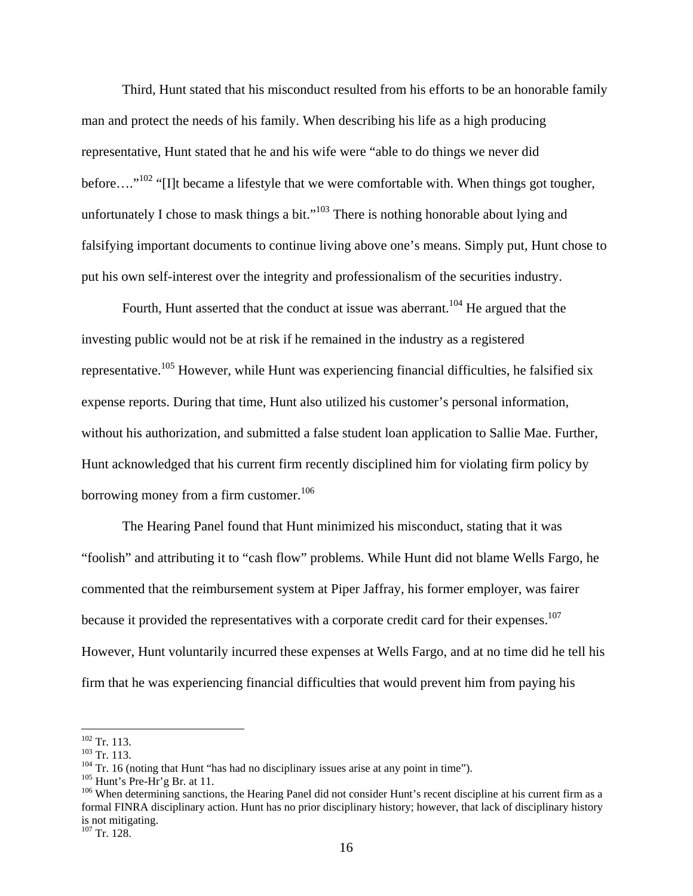Third, Hunt stated that his misconduct resulted from his efforts to be an honorable family man and protect the needs of his family. When describing his life as a high producing representative, Hunt stated that he and his wife were "able to do things we never did before…."[102] "[I]t became a lifestyle that we were comfortable with. When things got tougher, unfortunately I chose to mask things a bit."[103] There is nothing honorable about lying and falsifying important documents to continue living above one's means. Simply put, Hunt chose to put his own self-interest over the integrity and professionalism of the securities industry.

Fourth, Hunt asserted that the conduct at issue was aberrant.[104] He argued that the investing public would not be at risk if he remained in the industry as a registered representative.[105] However, while Hunt was experiencing financial difficulties, he falsified six expense reports. During that time, Hunt also utilized his customer's personal information, without his authorization, and submitted a false student loan application to Sallie Mae. Further, Hunt acknowledged that his current firm recently disciplined him for violating firm policy by borrowing money from a firm customer.[106]

The Hearing Panel found that Hunt minimized his misconduct, stating that it was "foolish" and attributing it to "cash flow" problems. While Hunt did not blame Wells Fargo, he commented that the reimbursement system at Piper Jaffray, his former employer, was fairer because it provided the representatives with a corporate credit card for their expenses.[107] However, Hunt voluntarily incurred these expenses at Wells Fargo, and at no time did he tell his firm that he was experiencing financial difficulties that would prevent him from paying his

---

[102] Tr. 113.

[103] Tr. 113.

[104] Tr. 16 (noting that Hunt "has had no disciplinary issues arise at any point in time").

[105] Hunt's Pre-Hr'g Br. at 11.

[106] When determining sanctions, the Hearing Panel did not consider Hunt's recent discipline at his current firm as a formal FINRA disciplinary action. Hunt has no prior disciplinary history; however, that lack of disciplinary history is not mitigating.

[107] Tr. 128.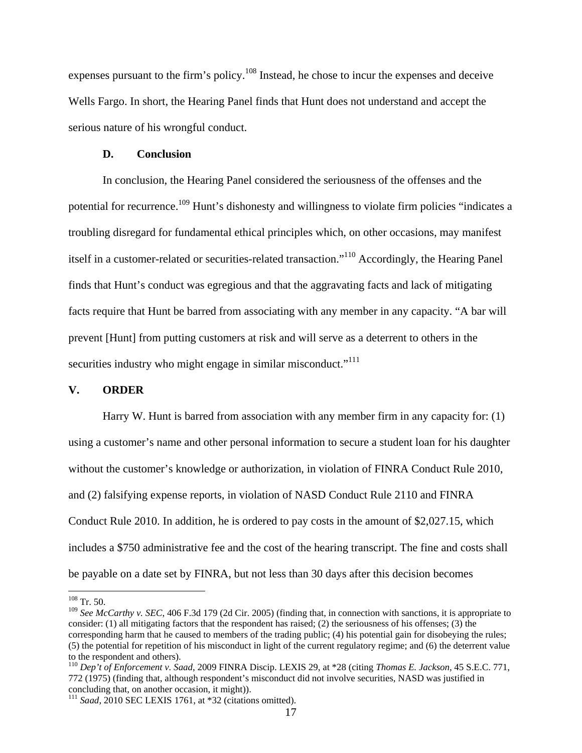expenses pursuant to the firm's policy.[108] Instead, he chose to incur the expenses and deceive Wells Fargo. In short, the Hearing Panel finds that Hunt does not understand and accept the serious nature of his wrongful conduct.

### D. Conclusion

In conclusion, the Hearing Panel considered the seriousness of the offenses and the potential for recurrence.[109] Hunt's dishonesty and willingness to violate firm policies "indicates a troubling disregard for fundamental ethical principles which, on other occasions, may manifest itself in a customer-related or securities-related transaction."[110] Accordingly, the Hearing Panel finds that Hunt's conduct was egregious and that the aggravating facts and lack of mitigating facts require that Hunt be barred from associating with any member in any capacity. "A bar will prevent [Hunt] from putting customers at risk and will serve as a deterrent to others in the securities industry who might engage in similar misconduct."[111]

## V. ORDER

Harry W. Hunt is barred from association with any member firm in any capacity for: (1) using a customer's name and other personal information to secure a student loan for his daughter without the customer's knowledge or authorization, in violation of FINRA Conduct Rule 2010, and (2) falsifying expense reports, in violation of NASD Conduct Rule 2110 and FINRA Conduct Rule 2010. In addition, he is ordered to pay costs in the amount of $2,027.15, which includes a $750 administrative fee and the cost of the hearing transcript. The fine and costs shall be payable on a date set by FINRA, but not less than 30 days after this decision becomes

---

[108] Tr. 50.

[109] *See McCarthy v. SEC*, 406 F.3d 179 (2d Cir. 2005) (finding that, in connection with sanctions, it is appropriate to consider: (1) all mitigating factors that the respondent has raised; (2) the seriousness of his offenses; (3) the corresponding harm that he caused to members of the trading public; (4) his potential gain for disobeying the rules; (5) the potential for repetition of his misconduct in light of the current regulatory regime; and (6) the deterrent value to the respondent and others).

[110] *Dep't of Enforcement v. Saad*, 2009 FINRA Discip. LEXIS 29, at *28 (citing *Thomas E. Jackson*, 45 S.E.C. 771, 772 (1975) (finding that, although respondent's misconduct did not involve securities, NASD was justified in concluding that, on another occasion, it might)).

[111] *Saad*, 2010 SEC LEXIS 1761, at *32 (citations omitted).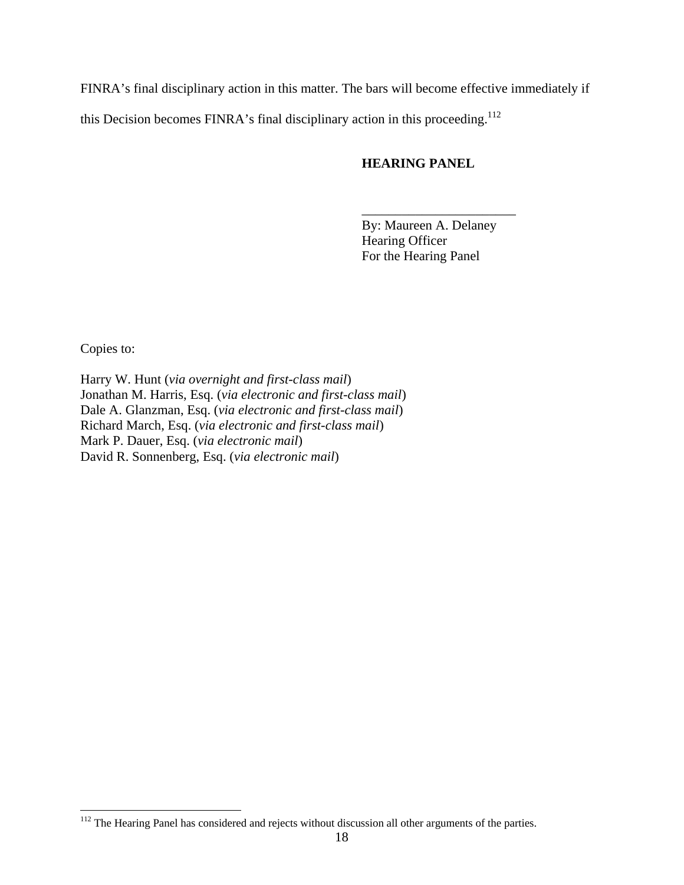FINRA's final disciplinary action in this matter. The bars will become effective immediately if this Decision becomes FINRA's final disciplinary action in this proceeding.[112]

**HEARING PANEL**

\_\_\_\_\_\_\_\_\_\_\_\_\_\_\_\_\_\_\_\_\_\_\_\_

By: Maureen A. Delaney
Hearing Officer
For the Hearing Panel

Copies to:

Harry W. Hunt (*via overnight and first-class mail*)
Jonathan M. Harris, Esq. (*via electronic and first-class mail*)
Dale A. Glanzman, Esq. (*via electronic and first-class mail*)
Richard March, Esq. (*via electronic and first-class mail*)
Mark P. Dauer, Esq. (*via electronic mail*)
David R. Sonnenberg, Esq. (*via electronic mail*)

---

[112] The Hearing Panel has considered and rejects without discussion all other arguments of the parties.